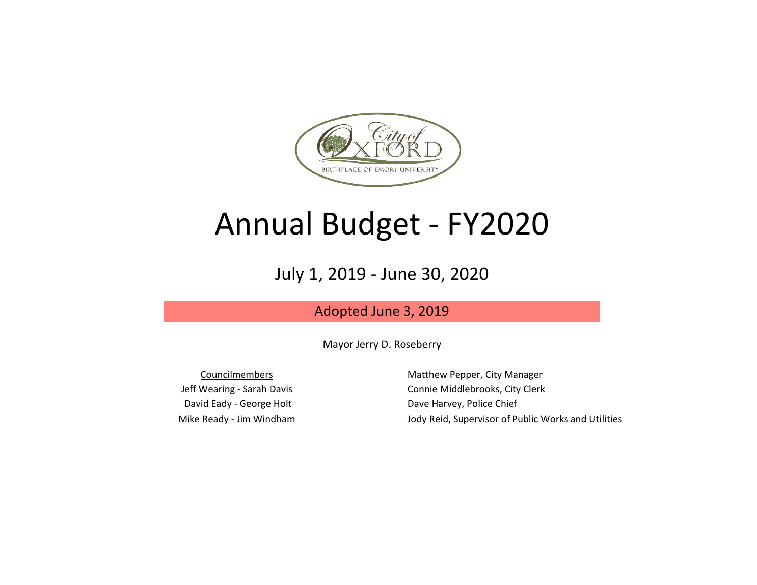City of OXFORD

BIRTHPLACE OF EMORY UNIVERSITY

# Annual Budget - FY2020

## July 1, 2019 - June 30, 2020

Adopted June 3, 2019

Mayor Jerry D. Roseberry

Councilmembers

Jeff Wearing - Sarah Davis

David Eady - George Holt

Mike Ready - Jim Windham

Matthew Pepper, City Manager

Connie Middlebrooks, City Clerk

Dave Harvey, Police Chief

Jody Reid, Supervisor of Public Works and Utilities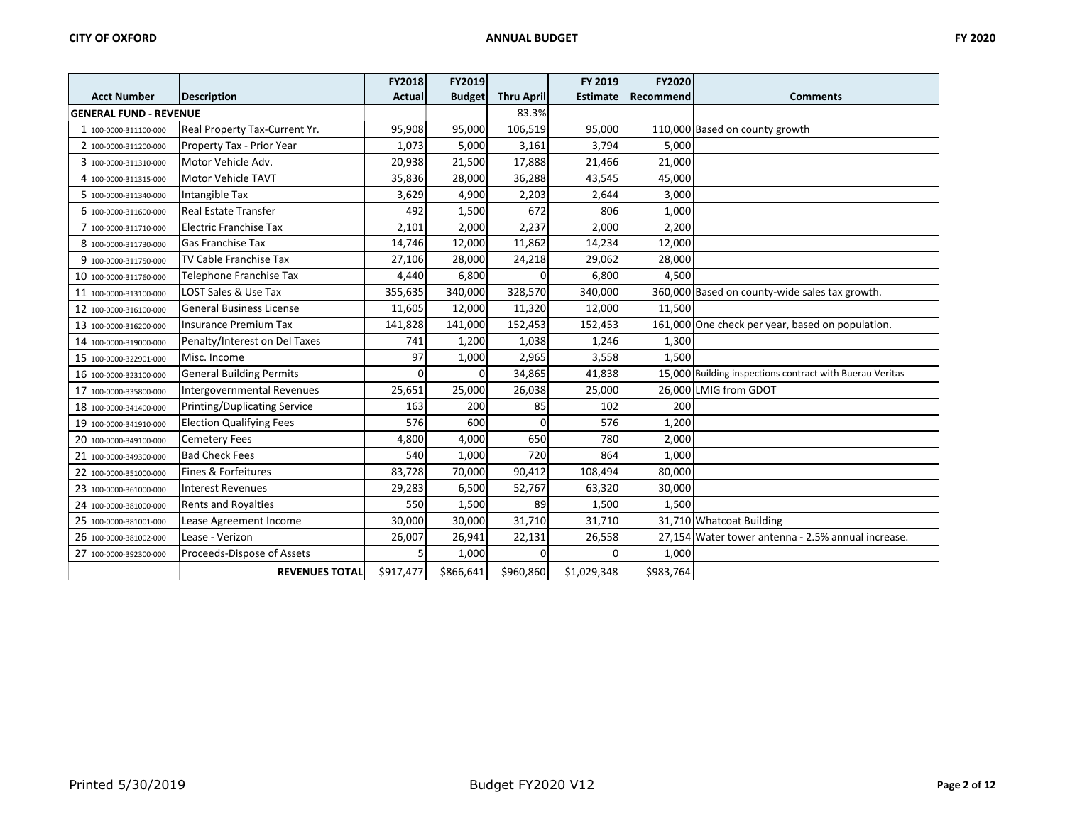|  | Acct Number | Description | FY2018 Actual | FY2019 Budget | Thru April | FY 2019 Estimate | FY2020 Recommend | Comments |
|---|---|---|---|---|---|---|---|---|
| **GENERAL FUND - REVENUE** | | | | | 83.3% | | | |
| 1 | 100-0000-311100-000 | Real Property Tax-Current Yr. | 95,908 | 95,000 | 106,519 | 95,000 | 110,000 | Based on county growth |
| 2 | 100-0000-311200-000 | Property Tax - Prior Year | 1,073 | 5,000 | 3,161 | 3,794 | 5,000 | |
| 3 | 100-0000-311310-000 | Motor Vehicle Adv. | 20,938 | 21,500 | 17,888 | 21,466 | 21,000 | |
| 4 | 100-0000-311315-000 | Motor Vehicle TAVT | 35,836 | 28,000 | 36,288 | 43,545 | 45,000 | |
| 5 | 100-0000-311340-000 | Intangible Tax | 3,629 | 4,900 | 2,203 | 2,644 | 3,000 | |
| 6 | 100-0000-311600-000 | Real Estate Transfer | 492 | 1,500 | 672 | 806 | 1,000 | |
| 7 | 100-0000-311710-000 | Electric Franchise Tax | 2,101 | 2,000 | 2,237 | 2,000 | 2,200 | |
| 8 | 100-0000-311730-000 | Gas Franchise Tax | 14,746 | 12,000 | 11,862 | 14,234 | 12,000 | |
| 9 | 100-0000-311750-000 | TV Cable Franchise Tax | 27,106 | 28,000 | 24,218 | 29,062 | 28,000 | |
| 10 | 100-0000-311760-000 | Telephone Franchise Tax | 4,440 | 6,800 | 0 | 6,800 | 4,500 | |
| 11 | 100-0000-313100-000 | LOST Sales & Use Tax | 355,635 | 340,000 | 328,570 | 340,000 | 360,000 | Based on county-wide sales tax growth. |
| 12 | 100-0000-316100-000 | General Business License | 11,605 | 12,000 | 11,320 | 12,000 | 11,500 | |
| 13 | 100-0000-316200-000 | Insurance Premium Tax | 141,828 | 141,000 | 152,453 | 152,453 | 161,000 | One check per year, based on population. |
| 14 | 100-0000-319000-000 | Penalty/Interest on Del Taxes | 741 | 1,200 | 1,038 | 1,246 | 1,300 | |
| 15 | 100-0000-322901-000 | Misc. Income | 97 | 1,000 | 2,965 | 3,558 | 1,500 | |
| 16 | 100-0000-323100-000 | General Building Permits | 0 | 0 | 34,865 | 41,838 | 15,000 | Building inspections contract with Buerau Veritas |
| 17 | 100-0000-335800-000 | Intergovernmental Revenues | 25,651 | 25,000 | 26,038 | 25,000 | 26,000 | LMIG from GDOT |
| 18 | 100-0000-341400-000 | Printing/Duplicating Service | 163 | 200 | 85 | 102 | 200 | |
| 19 | 100-0000-341910-000 | Election Qualifying Fees | 576 | 600 | 0 | 576 | 1,200 | |
| 20 | 100-0000-349100-000 | Cemetery Fees | 4,800 | 4,000 | 650 | 780 | 2,000 | |
| 21 | 100-0000-349300-000 | Bad Check Fees | 540 | 1,000 | 720 | 864 | 1,000 | |
| 22 | 100-0000-351000-000 | Fines & Forfeitures | 83,728 | 70,000 | 90,412 | 108,494 | 80,000 | |
| 23 | 100-0000-361000-000 | Interest Revenues | 29,283 | 6,500 | 52,767 | 63,320 | 30,000 | |
| 24 | 100-0000-381000-000 | Rents and Royalties | 550 | 1,500 | 89 | 1,500 | 1,500 | |
| 25 | 100-0000-381001-000 | Lease Agreement Income | 30,000 | 30,000 | 31,710 | 31,710 | 31,710 | Whatcoat Building |
| 26 | 100-0000-381002-000 | Lease - Verizon | 26,007 | 26,941 | 22,131 | 26,558 | 27,154 | Water tower antenna - 2.5% annual increase. |
| 27 | 100-0000-392300-000 | Proceeds-Dispose of Assets | 5 | 1,000 | 0 | 0 | 1,000 | |
| | | **REVENUES TOTAL** | $917,477 | $866,641 | $960,860 | $1,029,348 | $983,764 | |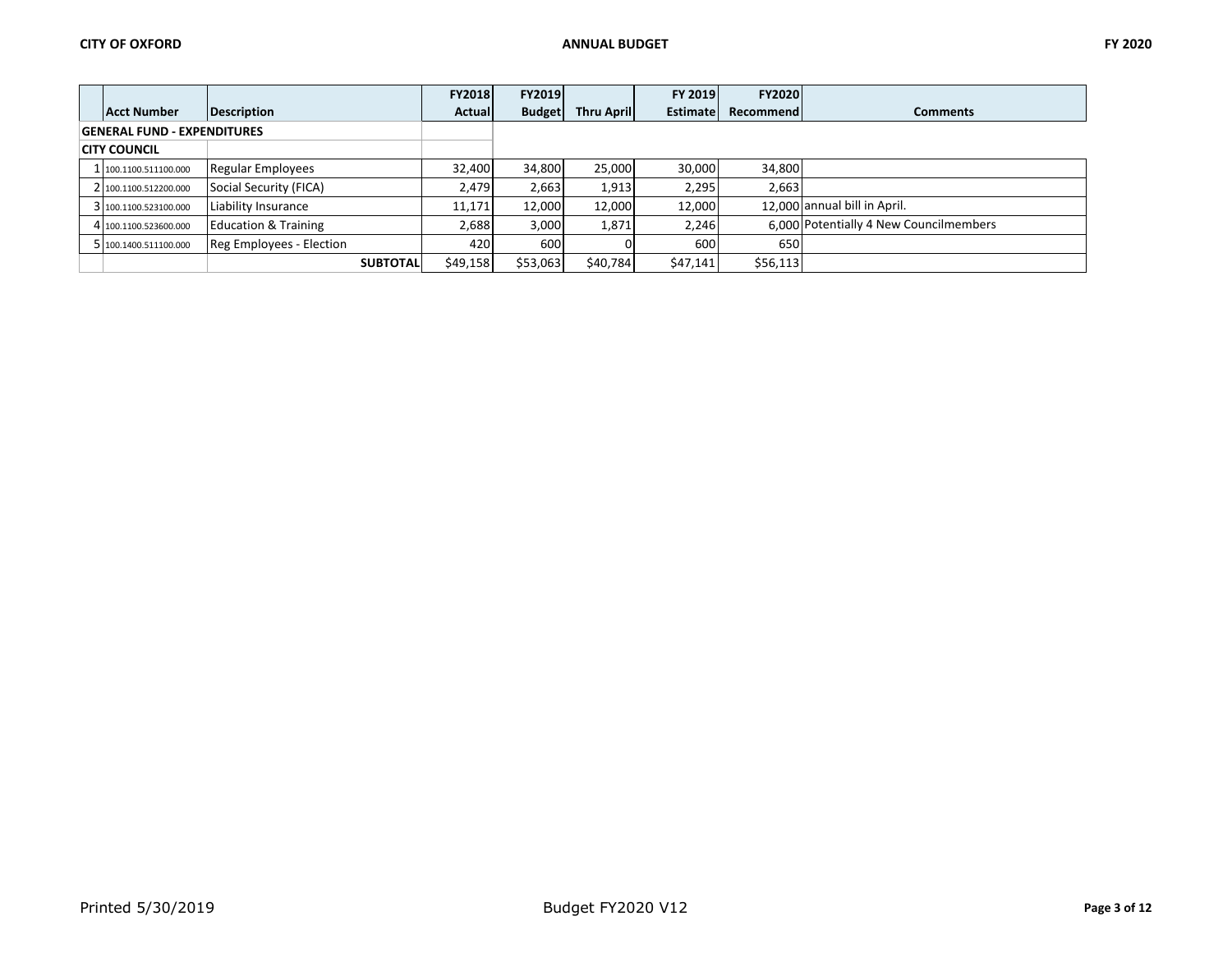| | Acct Number | Description | FY2018 Actual | FY2019 Budget | Thru April | FY 2019 Estimate | FY2020 Recommend | Comments |
|---|---|---|---|---|---|---|---|---|
| **GENERAL FUND - EXPENDITURES** | | | | | | | | |
| **CITY COUNCIL** | | | | | | | | |
| 1 | 100.1100.511100.000 | Regular Employees | 32,400 | 34,800 | 25,000 | 30,000 | 34,800 | |
| 2 | 100.1100.512200.000 | Social Security (FICA) | 2,479 | 2,663 | 1,913 | 2,295 | 2,663 | |
| 3 | 100.1100.523100.000 | Liability Insurance | 11,171 | 12,000 | 12,000 | 12,000 | 12,000 | annual bill in April. |
| 4 | 100.1100.523600.000 | Education & Training | 2,688 | 3,000 | 1,871 | 2,246 | 6,000 | Potentially 4 New Councilmembers |
| 5 | 100.1400.511100.000 | Reg Employees - Election | 420 | 600 | 0 | 600 | 650 | |
| | | **SUBTOTAL** | $49,158 | $53,063 | $40,784 | $47,141 | $56,113 | |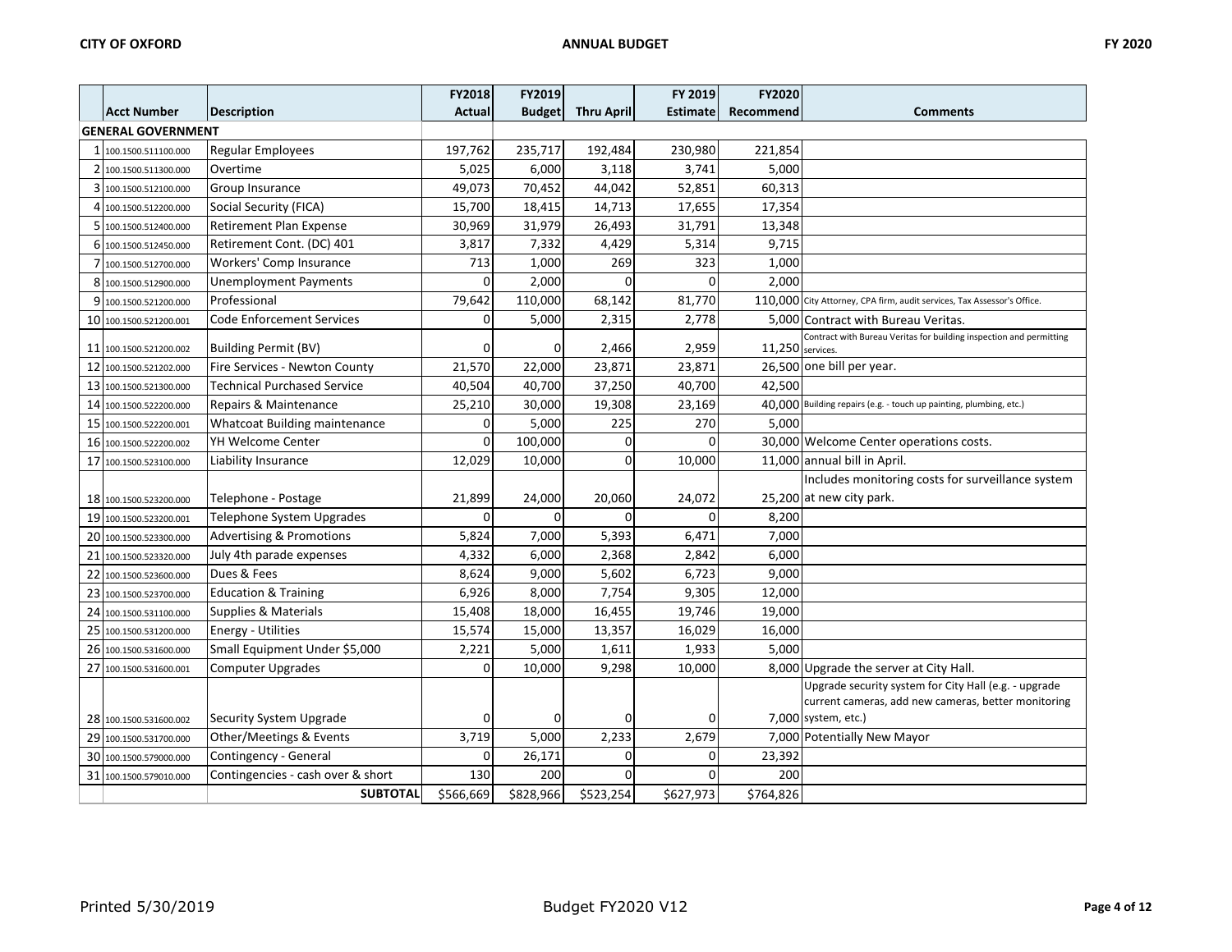| | Acct Number | Description | FY2018 Actual | FY2019 Budget | Thru April | FY 2019 Estimate | FY2020 Recommend | Comments |
|---|---|---|---|---|---|---|---|---|
| **GENERAL GOVERNMENT** | | | | | | | | |
| 1 | 100.1500.511100.000 | Regular Employees | 197,762 | 235,717 | 192,484 | 230,980 | 221,854 | |
| 2 | 100.1500.511300.000 | Overtime | 5,025 | 6,000 | 3,118 | 3,741 | 5,000 | |
| 3 | 100.1500.512100.000 | Group Insurance | 49,073 | 70,452 | 44,042 | 52,851 | 60,313 | |
| 4 | 100.1500.512200.000 | Social Security (FICA) | 15,700 | 18,415 | 14,713 | 17,655 | 17,354 | |
| 5 | 100.1500.512400.000 | Retirement Plan Expense | 30,969 | 31,979 | 26,493 | 31,791 | 13,348 | |
| 6 | 100.1500.512450.000 | Retirement Cont. (DC) 401 | 3,817 | 7,332 | 4,429 | 5,314 | 9,715 | |
| 7 | 100.1500.512700.000 | Workers' Comp Insurance | 713 | 1,000 | 269 | 323 | 1,000 | |
| 8 | 100.1500.512900.000 | Unemployment Payments | 0 | 2,000 | 0 | 0 | 2,000 | |
| 9 | 100.1500.521200.000 | Professional | 79,642 | 110,000 | 68,142 | 81,770 | 110,000 | City Attorney, CPA firm, audit services, Tax Assessor's Office. |
| 10 | 100.1500.521200.001 | Code Enforcement Services | 0 | 5,000 | 2,315 | 2,778 | 5,000 | Contract with Bureau Veritas. |
| 11 | 100.1500.521200.002 | Building Permit (BV) | 0 | 0 | 2,466 | 2,959 | 11,250 | Contract with Bureau Veritas for building inspection and permitting services. |
| 12 | 100.1500.521202.000 | Fire Services - Newton County | 21,570 | 22,000 | 23,871 | 23,871 | 26,500 | one bill per year. |
| 13 | 100.1500.521300.000 | Technical Purchased Service | 40,504 | 40,700 | 37,250 | 40,700 | 42,500 | |
| 14 | 100.1500.522200.000 | Repairs & Maintenance | 25,210 | 30,000 | 19,308 | 23,169 | 40,000 | Building repairs (e.g. - touch up painting, plumbing, etc.) |
| 15 | 100.1500.522200.001 | Whatcoat Building maintenance | 0 | 5,000 | 225 | 270 | 5,000 | |
| 16 | 100.1500.522200.002 | YH Welcome Center | 0 | 100,000 | 0 | 0 | 30,000 | Welcome Center operations costs. |
| 17 | 100.1500.523100.000 | Liability Insurance | 12,029 | 10,000 | 0 | 10,000 | 11,000 | annual bill in April. |
| 18 | 100.1500.523200.000 | Telephone - Postage | 21,899 | 24,000 | 20,060 | 24,072 | 25,200 | Includes monitoring costs for surveillance system at new city park. |
| 19 | 100.1500.523200.001 | Telephone System Upgrades | 0 | 0 | 0 | 0 | 8,200 | |
| 20 | 100.1500.523300.000 | Advertising & Promotions | 5,824 | 7,000 | 5,393 | 6,471 | 7,000 | |
| 21 | 100.1500.523320.000 | July 4th parade expenses | 4,332 | 6,000 | 2,368 | 2,842 | 6,000 | |
| 22 | 100.1500.523600.000 | Dues & Fees | 8,624 | 9,000 | 5,602 | 6,723 | 9,000 | |
| 23 | 100.1500.523700.000 | Education & Training | 6,926 | 8,000 | 7,754 | 9,305 | 12,000 | |
| 24 | 100.1500.531100.000 | Supplies & Materials | 15,408 | 18,000 | 16,455 | 19,746 | 19,000 | |
| 25 | 100.1500.531200.000 | Energy - Utilities | 15,574 | 15,000 | 13,357 | 16,029 | 16,000 | |
| 26 | 100.1500.531600.000 | Small Equipment Under $5,000 | 2,221 | 5,000 | 1,611 | 1,933 | 5,000 | |
| 27 | 100.1500.531600.001 | Computer Upgrades | 0 | 10,000 | 9,298 | 10,000 | 8,000 | Upgrade the server at City Hall. |
| 28 | 100.1500.531600.002 | Security System Upgrade | 0 | 0 | 0 | 0 | 7,000 | Upgrade security system for City Hall (e.g. - upgrade current cameras, add new cameras, better monitoring system, etc.) |
| 29 | 100.1500.531700.000 | Other/Meetings & Events | 3,719 | 5,000 | 2,233 | 2,679 | 7,000 | Potentially New Mayor |
| 30 | 100.1500.579000.000 | Contingency - General | 0 | 26,171 | 0 | 0 | 23,392 | |
| 31 | 100.1500.579010.000 | Contingencies - cash over & short | 130 | 200 | 0 | 0 | 200 | |
| | | **SUBTOTAL** | $566,669 | $828,966 | $523,254 | $627,973 | $764,826 | |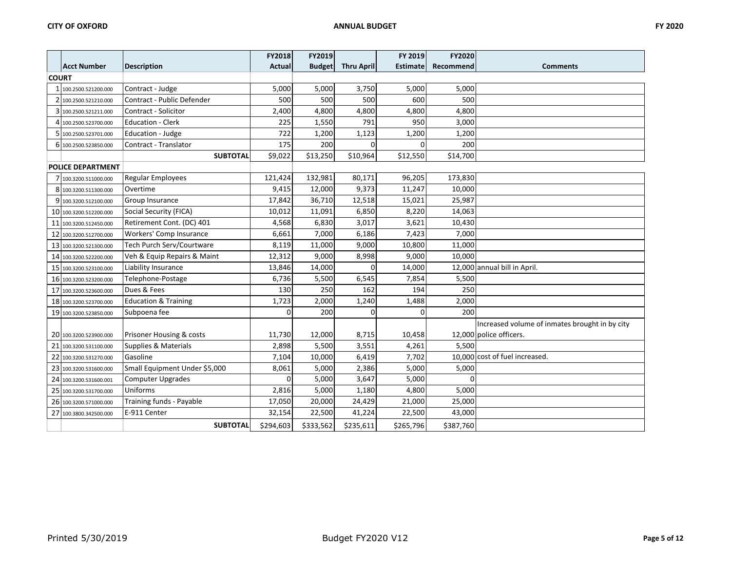| | Acct Number | Description | FY2018 Actual | FY2019 Budget | Thru April | FY 2019 Estimate | FY2020 Recommend | Comments |
|---|---|---|---|---|---|---|---|---|
| **COURT** | | | | | | | | |
| 1 | 100.2500.521200.000 | Contract - Judge | 5,000 | 5,000 | 3,750 | 5,000 | 5,000 | |
| 2 | 100.2500.521210.000 | Contract - Public Defender | 500 | 500 | 500 | 600 | 500 | |
| 3 | 100.2500.521211.000 | Contract - Solicitor | 2,400 | 4,800 | 4,800 | 4,800 | 4,800 | |
| 4 | 100.2500.523700.000 | Education - Clerk | 225 | 1,550 | 791 | 950 | 3,000 | |
| 5 | 100.2500.523701.000 | Education - Judge | 722 | 1,200 | 1,123 | 1,200 | 1,200 | |
| 6 | 100.2500.523850.000 | Contract - Translator | 175 | 200 | 0 | 0 | 200 | |
| | | **SUBTOTAL** | $9,022 | $13,250 | $10,964 | $12,550 | $14,700 | |
| **POLICE DEPARTMENT** | | | | | | | | |
| 7 | 100.3200.511000.000 | Regular Employees | 121,424 | 132,981 | 80,171 | 96,205 | 173,830 | |
| 8 | 100.3200.511300.000 | Overtime | 9,415 | 12,000 | 9,373 | 11,247 | 10,000 | |
| 9 | 100.3200.512100.000 | Group Insurance | 17,842 | 36,710 | 12,518 | 15,021 | 25,987 | |
| 10 | 100.3200.512200.000 | Social Security (FICA) | 10,012 | 11,091 | 6,850 | 8,220 | 14,063 | |
| 11 | 100.3200.512450.000 | Retirement Cont. (DC) 401 | 4,568 | 6,830 | 3,017 | 3,621 | 10,430 | |
| 12 | 100.3200.512700.000 | Workers' Comp Insurance | 6,661 | 7,000 | 6,186 | 7,423 | 7,000 | |
| 13 | 100.3200.521300.000 | Tech Purch Serv/Courtware | 8,119 | 11,000 | 9,000 | 10,800 | 11,000 | |
| 14 | 100.3200.522200.000 | Veh & Equip Repairs & Maint | 12,312 | 9,000 | 8,998 | 9,000 | 10,000 | |
| 15 | 100.3200.523100.000 | Liability Insurance | 13,846 | 14,000 | 0 | 14,000 | 12,000 | annual bill in April. |
| 16 | 100.3200.523200.000 | Telephone-Postage | 6,736 | 5,500 | 6,545 | 7,854 | 5,500 | |
| 17 | 100.3200.523600.000 | Dues & Fees | 130 | 250 | 162 | 194 | 250 | |
| 18 | 100.3200.523700.000 | Education & Training | 1,723 | 2,000 | 1,240 | 1,488 | 2,000 | |
| 19 | 100.3200.523850.000 | Subpoena fee | 0 | 200 | 0 | 0 | 200 | |
| 20 | 100.3200.523900.000 | Prisoner Housing & costs | 11,730 | 12,000 | 8,715 | 10,458 | 12,000 | Increased volume of inmates brought in by city police officers. |
| 21 | 100.3200.531100.000 | Supplies & Materials | 2,898 | 5,500 | 3,551 | 4,261 | 5,500 | |
| 22 | 100.3200.531270.000 | Gasoline | 7,104 | 10,000 | 6,419 | 7,702 | 10,000 | cost of fuel increased. |
| 23 | 100.3200.531600.000 | Small Equipment Under $5,000 | 8,061 | 5,000 | 2,386 | 5,000 | 5,000 | |
| 24 | 100.3200.531600.001 | Computer Upgrades | 0 | 5,000 | 3,647 | 5,000 | 0 | |
| 25 | 100.3200.531700.000 | Uniforms | 2,816 | 5,000 | 1,180 | 4,800 | 5,000 | |
| 26 | 100.3200.571000.000 | Training funds - Payable | 17,050 | 20,000 | 24,429 | 21,000 | 25,000 | |
| 27 | 100.3800.342500.000 | E-911 Center | 32,154 | 22,500 | 41,224 | 22,500 | 43,000 | |
| | | **SUBTOTAL** | $294,603 | $333,562 | $235,611 | $265,796 | $387,760 | |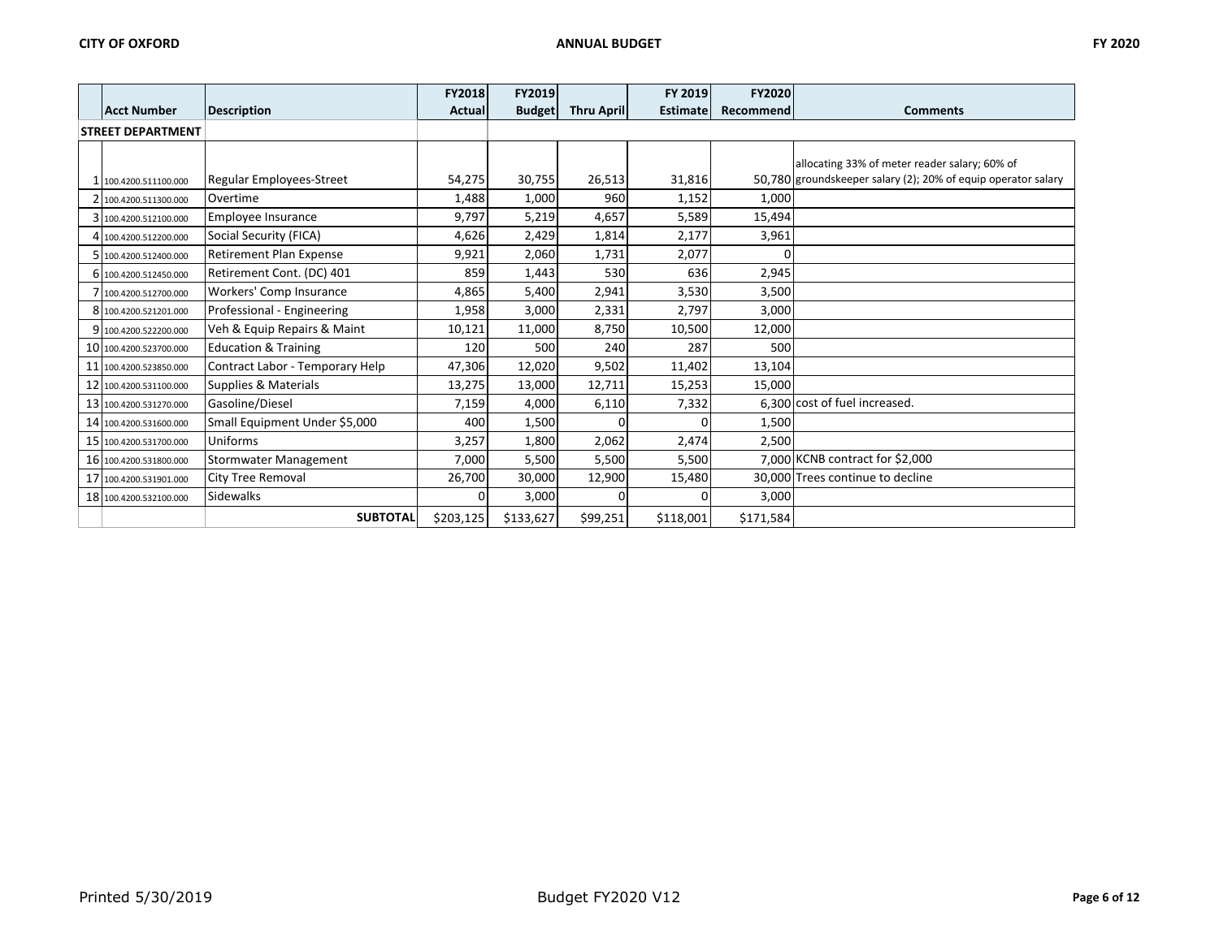| | Acct Number | Description | FY2018 Actual | FY2019 Budget | Thru April | FY 2019 Estimate | FY2020 Recommend | Comments |
|---|---|---|---|---|---|---|---|---|
| STREET DEPARTMENT | | | | | | | | |
| 1 | 100.4200.511100.000 | Regular Employees-Street | 54,275 | 30,755 | 26,513 | 31,816 | 50,780 | allocating 33% of meter reader salary; 60% of groundskeeper salary (2); 20% of equip operator salary |
| 2 | 100.4200.511300.000 | Overtime | 1,488 | 1,000 | 960 | 1,152 | 1,000 | |
| 3 | 100.4200.512100.000 | Employee Insurance | 9,797 | 5,219 | 4,657 | 5,589 | 15,494 | |
| 4 | 100.4200.512200.000 | Social Security (FICA) | 4,626 | 2,429 | 1,814 | 2,177 | 3,961 | |
| 5 | 100.4200.512400.000 | Retirement Plan Expense | 9,921 | 2,060 | 1,731 | 2,077 | 0 | |
| 6 | 100.4200.512450.000 | Retirement Cont. (DC) 401 | 859 | 1,443 | 530 | 636 | 2,945 | |
| 7 | 100.4200.512700.000 | Workers' Comp Insurance | 4,865 | 5,400 | 2,941 | 3,530 | 3,500 | |
| 8 | 100.4200.521201.000 | Professional - Engineering | 1,958 | 3,000 | 2,331 | 2,797 | 3,000 | |
| 9 | 100.4200.522200.000 | Veh & Equip Repairs & Maint | 10,121 | 11,000 | 8,750 | 10,500 | 12,000 | |
| 10 | 100.4200.523700.000 | Education & Training | 120 | 500 | 240 | 287 | 500 | |
| 11 | 100.4200.523850.000 | Contract Labor - Temporary Help | 47,306 | 12,020 | 9,502 | 11,402 | 13,104 | |
| 12 | 100.4200.531100.000 | Supplies & Materials | 13,275 | 13,000 | 12,711 | 15,253 | 15,000 | |
| 13 | 100.4200.531270.000 | Gasoline/Diesel | 7,159 | 4,000 | 6,110 | 7,332 | 6,300 | cost of fuel increased. |
| 14 | 100.4200.531600.000 | Small Equipment Under $5,000 | 400 | 1,500 | 0 | 0 | 1,500 | |
| 15 | 100.4200.531700.000 | Uniforms | 3,257 | 1,800 | 2,062 | 2,474 | 2,500 | |
| 16 | 100.4200.531800.000 | Stormwater Management | 7,000 | 5,500 | 5,500 | 5,500 | 7,000 | KCNB contract for $2,000 |
| 17 | 100.4200.531901.000 | City Tree Removal | 26,700 | 30,000 | 12,900 | 15,480 | 30,000 | Trees continue to decline |
| 18 | 100.4200.532100.000 | Sidewalks | 0 | 3,000 | 0 | 0 | 3,000 | |
| | | **SUBTOTAL** | $203,125 | $133,627 | $99,251 | $118,001 | $171,584 | |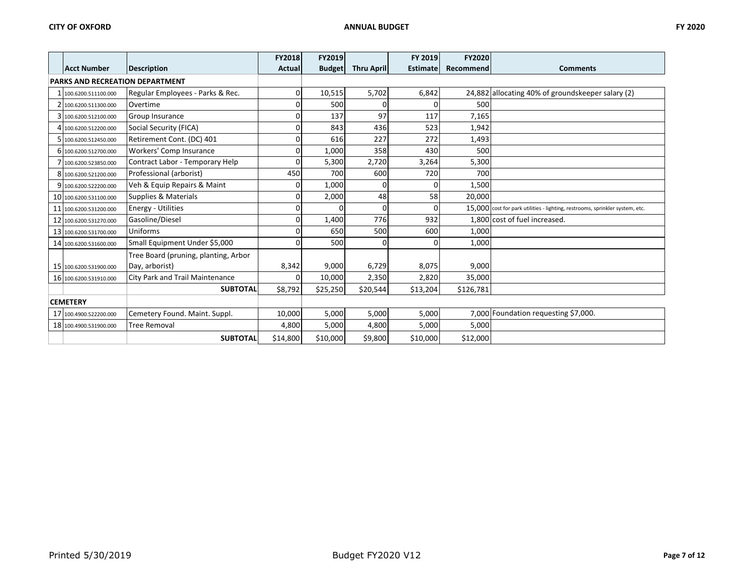| | Acct Number | Description | FY2018 Actual | FY2019 Budget | Thru April | FY 2019 Estimate | FY2020 Recommend | Comments |
|---|---|---|---|---|---|---|---|---|
| **PARKS AND RECREATION DEPARTMENT** | | | | | | | | |
| 1 | 100.6200.511100.000 | Regular Employees - Parks & Rec. | 0 | 10,515 | 5,702 | 6,842 | 24,882 | allocating 40% of groundskeeper salary (2) |
| 2 | 100.6200.511300.000 | Overtime | 0 | 500 | 0 | 0 | 500 | |
| 3 | 100.6200.512100.000 | Group Insurance | 0 | 137 | 97 | 117 | 7,165 | |
| 4 | 100.6200.512200.000 | Social Security (FICA) | 0 | 843 | 436 | 523 | 1,942 | |
| 5 | 100.6200.512450.000 | Retirement Cont. (DC) 401 | 0 | 616 | 227 | 272 | 1,493 | |
| 6 | 100.6200.512700.000 | Workers' Comp Insurance | 0 | 1,000 | 358 | 430 | 500 | |
| 7 | 100.6200.523850.000 | Contract Labor - Temporary Help | 0 | 5,300 | 2,720 | 3,264 | 5,300 | |
| 8 | 100.6200.521200.000 | Professional (arborist) | 450 | 700 | 600 | 720 | 700 | |
| 9 | 100.6200.522200.000 | Veh & Equip Repairs & Maint | 0 | 1,000 | 0 | 0 | 1,500 | |
| 10 | 100.6200.531100.000 | Supplies & Materials | 0 | 2,000 | 48 | 58 | 20,000 | |
| 11 | 100.6200.531200.000 | Energy - Utilities | 0 | 0 | 0 | 0 | 15,000 | cost for park utilities - lighting, restrooms, sprinkler system, etc. |
| 12 | 100.6200.531270.000 | Gasoline/Diesel | 0 | 1,400 | 776 | 932 | 1,800 | cost of fuel increased. |
| 13 | 100.6200.531700.000 | Uniforms | 0 | 650 | 500 | 600 | 1,000 | |
| 14 | 100.6200.531600.000 | Small Equipment Under $5,000 | 0 | 500 | 0 | 0 | 1,000 | |
| 15 | 100.6200.531900.000 | Tree Board (pruning, planting, Arbor Day, arborist) | 8,342 | 9,000 | 6,729 | 8,075 | 9,000 | |
| 16 | 100.6200.531910.000 | City Park and Trail Maintenance | 0 | 10,000 | 2,350 | 2,820 | 35,000 | |
| | | **SUBTOTAL** | $8,792 | $25,250 | $20,544 | $13,204 | $126,781 | |
| **CEMETERY** | | | | | | | | |
| 17 | 100.4900.522200.000 | Cemetery Found. Maint. Suppl. | 10,000 | 5,000 | 5,000 | 5,000 | 7,000 | Foundation requesting $7,000. |
| 18 | 100.4900.531900.000 | Tree Removal | 4,800 | 5,000 | 4,800 | 5,000 | 5,000 | |
| | | **SUBTOTAL** | $14,800 | $10,000 | $9,800 | $10,000 | $12,000 | |

Printed 5/30/2019 Budget FY2020 V12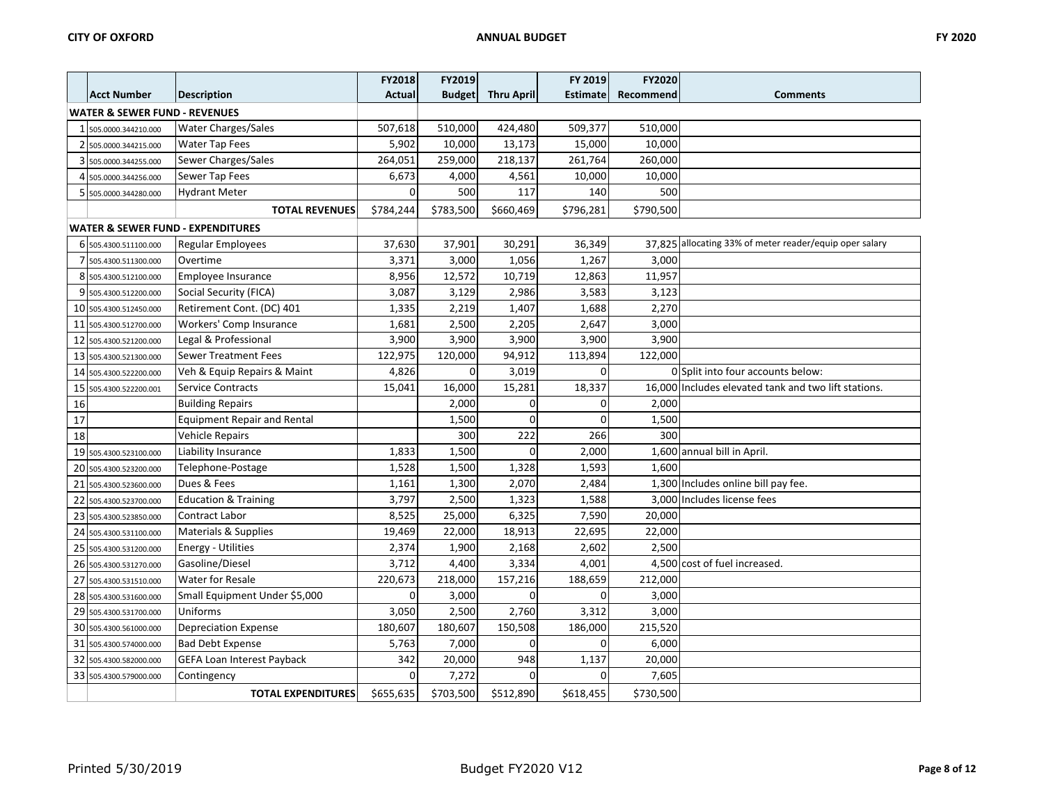| | Acct Number | Description | FY2018 Actual | FY2019 Budget | Thru April | FY 2019 Estimate | FY2020 Recommend | Comments |
|---|---|---|---|---|---|---|---|---|
| **WATER & SEWER FUND - REVENUES** | | | | | | | | |
| 1 | 505.0000.344210.000 | Water Charges/Sales | 507,618 | 510,000 | 424,480 | 509,377 | 510,000 | |
| 2 | 505.0000.344215.000 | Water Tap Fees | 5,902 | 10,000 | 13,173 | 15,000 | 10,000 | |
| 3 | 505.0000.344255.000 | Sewer Charges/Sales | 264,051 | 259,000 | 218,137 | 261,764 | 260,000 | |
| 4 | 505.0000.344256.000 | Sewer Tap Fees | 6,673 | 4,000 | 4,561 | 10,000 | 10,000 | |
| 5 | 505.0000.344280.000 | Hydrant Meter | 0 | 500 | 117 | 140 | 500 | |
| | | **TOTAL REVENUES** | $784,244 | $783,500 | $660,469 | $796,281 | $790,500 | |
| **WATER & SEWER FUND - EXPENDITURES** | | | | | | | | |
| 6 | 505.4300.511100.000 | Regular Employees | 37,630 | 37,901 | 30,291 | 36,349 | 37,825 | allocating 33% of meter reader/equip oper salary |
| 7 | 505.4300.511300.000 | Overtime | 3,371 | 3,000 | 1,056 | 1,267 | 3,000 | |
| 8 | 505.4300.512100.000 | Employee Insurance | 8,956 | 12,572 | 10,719 | 12,863 | 11,957 | |
| 9 | 505.4300.512200.000 | Social Security (FICA) | 3,087 | 3,129 | 2,986 | 3,583 | 3,123 | |
| 10 | 505.4300.512450.000 | Retirement Cont. (DC) 401 | 1,335 | 2,219 | 1,407 | 1,688 | 2,270 | |
| 11 | 505.4300.512700.000 | Workers' Comp Insurance | 1,681 | 2,500 | 2,205 | 2,647 | 3,000 | |
| 12 | 505.4300.521200.000 | Legal & Professional | 3,900 | 3,900 | 3,900 | 3,900 | 3,900 | |
| 13 | 505.4300.521300.000 | Sewer Treatment Fees | 122,975 | 120,000 | 94,912 | 113,894 | 122,000 | |
| 14 | 505.4300.522200.000 | Veh & Equip Repairs & Maint | 4,826 | 0 | 3,019 | 0 | 0 | Split into four accounts below: |
| 15 | 505.4300.522200.001 | Service Contracts | 15,041 | 16,000 | 15,281 | 18,337 | 16,000 | Includes elevated tank and two lift stations. |
| 16 | | Building Repairs | | 2,000 | 0 | 0 | 2,000 | |
| 17 | | Equipment Repair and Rental | | 1,500 | 0 | 0 | 1,500 | |
| 18 | | Vehicle Repairs | | 300 | 222 | 266 | 300 | |
| 19 | 505.4300.523100.000 | Liability Insurance | 1,833 | 1,500 | 0 | 2,000 | 1,600 | annual bill in April. |
| 20 | 505.4300.523200.000 | Telephone-Postage | 1,528 | 1,500 | 1,328 | 1,593 | 1,600 | |
| 21 | 505.4300.523600.000 | Dues & Fees | 1,161 | 1,300 | 2,070 | 2,484 | 1,300 | Includes online bill pay fee. |
| 22 | 505.4300.523700.000 | Education & Training | 3,797 | 2,500 | 1,323 | 1,588 | 3,000 | Includes license fees |
| 23 | 505.4300.523850.000 | Contract Labor | 8,525 | 25,000 | 6,325 | 7,590 | 20,000 | |
| 24 | 505.4300.531100.000 | Materials & Supplies | 19,469 | 22,000 | 18,913 | 22,695 | 22,000 | |
| 25 | 505.4300.531200.000 | Energy - Utilities | 2,374 | 1,900 | 2,168 | 2,602 | 2,500 | |
| 26 | 505.4300.531270.000 | Gasoline/Diesel | 3,712 | 4,400 | 3,334 | 4,001 | 4,500 | cost of fuel increased. |
| 27 | 505.4300.531510.000 | Water for Resale | 220,673 | 218,000 | 157,216 | 188,659 | 212,000 | |
| 28 | 505.4300.531600.000 | Small Equipment Under $5,000 | 0 | 3,000 | 0 | 0 | 3,000 | |
| 29 | 505.4300.531700.000 | Uniforms | 3,050 | 2,500 | 2,760 | 3,312 | 3,000 | |
| 30 | 505.4300.561000.000 | Depreciation Expense | 180,607 | 180,607 | 150,508 | 186,000 | 215,520 | |
| 31 | 505.4300.574000.000 | Bad Debt Expense | 5,763 | 7,000 | 0 | 0 | 6,000 | |
| 32 | 505.4300.582000.000 | GEFA Loan Interest Payback | 342 | 20,000 | 948 | 1,137 | 20,000 | |
| 33 | 505.4300.579000.000 | Contingency | 0 | 7,272 | 0 | 0 | 7,605 | |
| | | **TOTAL EXPENDITURES** | $655,635 | $703,500 | $512,890 | $618,455 | $730,500 | |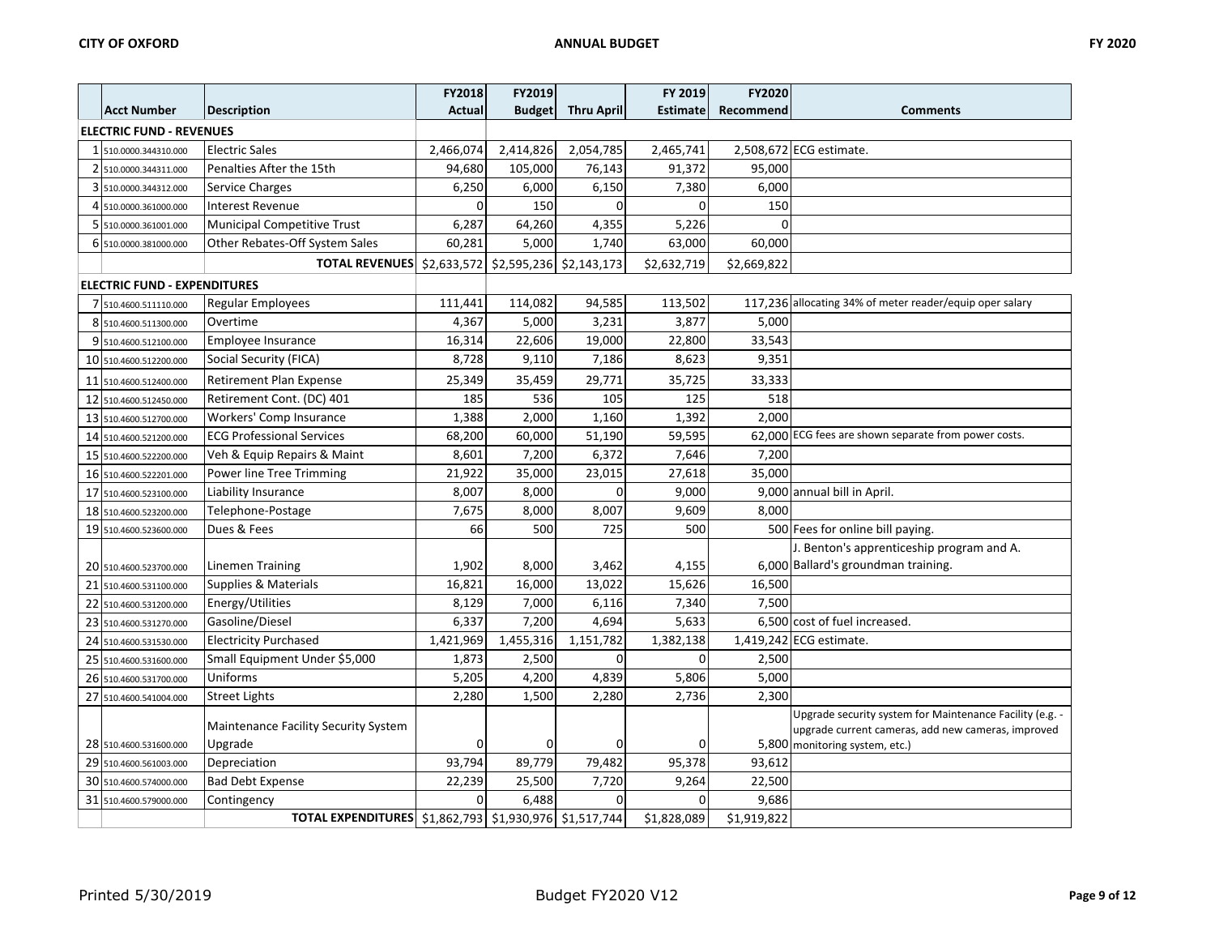| | Acct Number | Description | FY2018 Actual | FY2019 Budget | Thru April | FY 2019 Estimate | FY2020 Recommend | Comments |
|---|---|---|---|---|---|---|---|---|
| **ELECTRIC FUND - REVENUES** | | | | | | | | |
| 1 | 510.0000.344310.000 | Electric Sales | 2,466,074 | 2,414,826 | 2,054,785 | 2,465,741 | 2,508,672 | ECG estimate. |
| 2 | 510.0000.344311.000 | Penalties After the 15th | 94,680 | 105,000 | 76,143 | 91,372 | 95,000 | |
| 3 | 510.0000.344312.000 | Service Charges | 6,250 | 6,000 | 6,150 | 7,380 | 6,000 | |
| 4 | 510.0000.361000.000 | Interest Revenue | 0 | 150 | 0 | 0 | 150 | |
| 5 | 510.0000.361001.000 | Municipal Competitive Trust | 6,287 | 64,260 | 4,355 | 5,226 | 0 | |
| 6 | 510.0000.381000.000 | Other Rebates-Off System Sales | 60,281 | 5,000 | 1,740 | 63,000 | 60,000 | |
| | | **TOTAL REVENUES** | $2,633,572 | $2,595,236 | $2,143,173 | $2,632,719 | $2,669,822 | |
| **ELECTRIC FUND - EXPENDITURES** | | | | | | | | |
| 7 | 510.4600.511110.000 | Regular Employees | 111,441 | 114,082 | 94,585 | 113,502 | 117,236 | allocating 34% of meter reader/equip oper salary |
| 8 | 510.4600.511300.000 | Overtime | 4,367 | 5,000 | 3,231 | 3,877 | 5,000 | |
| 9 | 510.4600.512100.000 | Employee Insurance | 16,314 | 22,606 | 19,000 | 22,800 | 33,543 | |
| 10 | 510.4600.512200.000 | Social Security (FICA) | 8,728 | 9,110 | 7,186 | 8,623 | 9,351 | |
| 11 | 510.4600.512400.000 | Retirement Plan Expense | 25,349 | 35,459 | 29,771 | 35,725 | 33,333 | |
| 12 | 510.4600.512450.000 | Retirement Cont. (DC) 401 | 185 | 536 | 105 | 125 | 518 | |
| 13 | 510.4600.512700.000 | Workers' Comp Insurance | 1,388 | 2,000 | 1,160 | 1,392 | 2,000 | |
| 14 | 510.4600.521200.000 | ECG Professional Services | 68,200 | 60,000 | 51,190 | 59,595 | 62,000 | ECG fees are shown separate from power costs. |
| 15 | 510.4600.522200.000 | Veh & Equip Repairs & Maint | 8,601 | 7,200 | 6,372 | 7,646 | 7,200 | |
| 16 | 510.4600.522201.000 | Power line Tree Trimming | 21,922 | 35,000 | 23,015 | 27,618 | 35,000 | |
| 17 | 510.4600.523100.000 | Liability Insurance | 8,007 | 8,000 | 0 | 9,000 | 9,000 | annual bill in April. |
| 18 | 510.4600.523200.000 | Telephone-Postage | 7,675 | 8,000 | 8,007 | 9,609 | 8,000 | |
| 19 | 510.4600.523600.000 | Dues & Fees | 66 | 500 | 725 | 500 | 500 | Fees for online bill paying. |
| 20 | 510.4600.523700.000 | Linemen Training | 1,902 | 8,000 | 3,462 | 4,155 | 6,000 | J. Benton's apprenticeship program and A. Ballard's groundman training. |
| 21 | 510.4600.531100.000 | Supplies & Materials | 16,821 | 16,000 | 13,022 | 15,626 | 16,500 | |
| 22 | 510.4600.531200.000 | Energy/Utilities | 8,129 | 7,000 | 6,116 | 7,340 | 7,500 | |
| 23 | 510.4600.531270.000 | Gasoline/Diesel | 6,337 | 7,200 | 4,694 | 5,633 | 6,500 | cost of fuel increased. |
| 24 | 510.4600.531530.000 | Electricity Purchased | 1,421,969 | 1,455,316 | 1,151,782 | 1,382,138 | 1,419,242 | ECG estimate. |
| 25 | 510.4600.531600.000 | Small Equipment Under $5,000 | 1,873 | 2,500 | 0 | 0 | 2,500 | |
| 26 | 510.4600.531700.000 | Uniforms | 5,205 | 4,200 | 4,839 | 5,806 | 5,000 | |
| 27 | 510.4600.541004.000 | Street Lights | 2,280 | 1,500 | 2,280 | 2,736 | 2,300 | |
| 28 | 510.4600.531600.000 | Maintenance Facility Security System Upgrade | 0 | 0 | 0 | 0 | 5,800 | Upgrade security system for Maintenance Facility (e.g. - upgrade current cameras, add new cameras, improved monitoring system, etc.) |
| 29 | 510.4600.561003.000 | Depreciation | 93,794 | 89,779 | 79,482 | 95,378 | 93,612 | |
| 30 | 510.4600.574000.000 | Bad Debt Expense | 22,239 | 25,500 | 7,720 | 9,264 | 22,500 | |
| 31 | 510.4600.579000.000 | Contingency | 0 | 6,488 | 0 | 0 | 9,686 | |
| | | **TOTAL EXPENDITURES** | $1,862,793 | $1,930,976 | $1,517,744 | $1,828,089 | $1,919,822 | |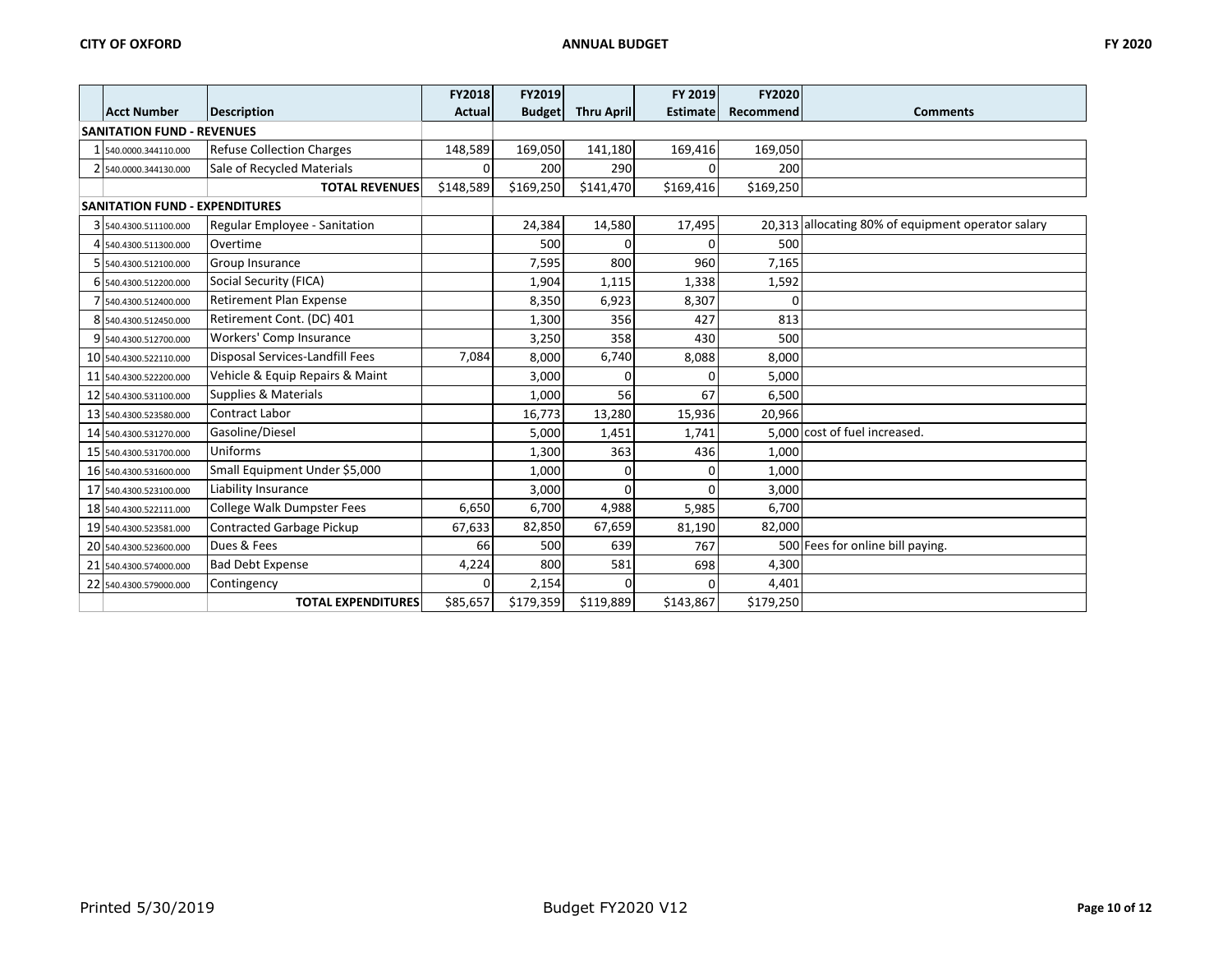| | Acct Number | Description | FY2018 Actual | FY2019 Budget | Thru April | FY 2019 Estimate | FY2020 Recommend | Comments |
|---|---|---|---|---|---|---|---|---|
| **SANITATION FUND - REVENUES** | | | | | | | | |
| 1 | 540.0000.344110.000 | Refuse Collection Charges | 148,589 | 169,050 | 141,180 | 169,416 | 169,050 | |
| 2 | 540.0000.344130.000 | Sale of Recycled Materials | 0 | 200 | 290 | 0 | 200 | |
| | | **TOTAL REVENUES** | $148,589 | $169,250 | $141,470 | $169,416 | $169,250 | |
| **SANITATION FUND - EXPENDITURES** | | | | | | | | |
| 3 | 540.4300.511100.000 | Regular Employee - Sanitation | | 24,384 | 14,580 | 17,495 | 20,313 | allocating 80% of equipment operator salary |
| 4 | 540.4300.511300.000 | Overtime | | 500 | 0 | 0 | 500 | |
| 5 | 540.4300.512100.000 | Group Insurance | | 7,595 | 800 | 960 | 7,165 | |
| 6 | 540.4300.512200.000 | Social Security (FICA) | | 1,904 | 1,115 | 1,338 | 1,592 | |
| 7 | 540.4300.512400.000 | Retirement Plan Expense | | 8,350 | 6,923 | 8,307 | 0 | |
| 8 | 540.4300.512450.000 | Retirement Cont. (DC) 401 | | 1,300 | 356 | 427 | 813 | |
| 9 | 540.4300.512700.000 | Workers' Comp Insurance | | 3,250 | 358 | 430 | 500 | |
| 10 | 540.4300.522110.000 | Disposal Services-Landfill Fees | 7,084 | 8,000 | 6,740 | 8,088 | 8,000 | |
| 11 | 540.4300.522200.000 | Vehicle & Equip Repairs & Maint | | 3,000 | 0 | 0 | 5,000 | |
| 12 | 540.4300.531100.000 | Supplies & Materials | | 1,000 | 56 | 67 | 6,500 | |
| 13 | 540.4300.523580.000 | Contract Labor | | 16,773 | 13,280 | 15,936 | 20,966 | |
| 14 | 540.4300.531270.000 | Gasoline/Diesel | | 5,000 | 1,451 | 1,741 | 5,000 | cost of fuel increased. |
| 15 | 540.4300.531700.000 | Uniforms | | 1,300 | 363 | 436 | 1,000 | |
| 16 | 540.4300.531600.000 | Small Equipment Under $5,000 | | 1,000 | 0 | 0 | 1,000 | |
| 17 | 540.4300.523100.000 | Liability Insurance | | 3,000 | 0 | 0 | 3,000 | |
| 18 | 540.4300.522111.000 | College Walk Dumpster Fees | 6,650 | 6,700 | 4,988 | 5,985 | 6,700 | |
| 19 | 540.4300.523581.000 | Contracted Garbage Pickup | 67,633 | 82,850 | 67,659 | 81,190 | 82,000 | |
| 20 | 540.4300.523600.000 | Dues & Fees | 66 | 500 | 639 | 767 | 500 | Fees for online bill paying. |
| 21 | 540.4300.574000.000 | Bad Debt Expense | 4,224 | 800 | 581 | 698 | 4,300 | |
| 22 | 540.4300.579000.000 | Contingency | 0 | 2,154 | 0 | 0 | 4,401 | |
| | | **TOTAL EXPENDITURES** | $85,657 | $179,359 | $119,889 | $143,867 | $179,250 | |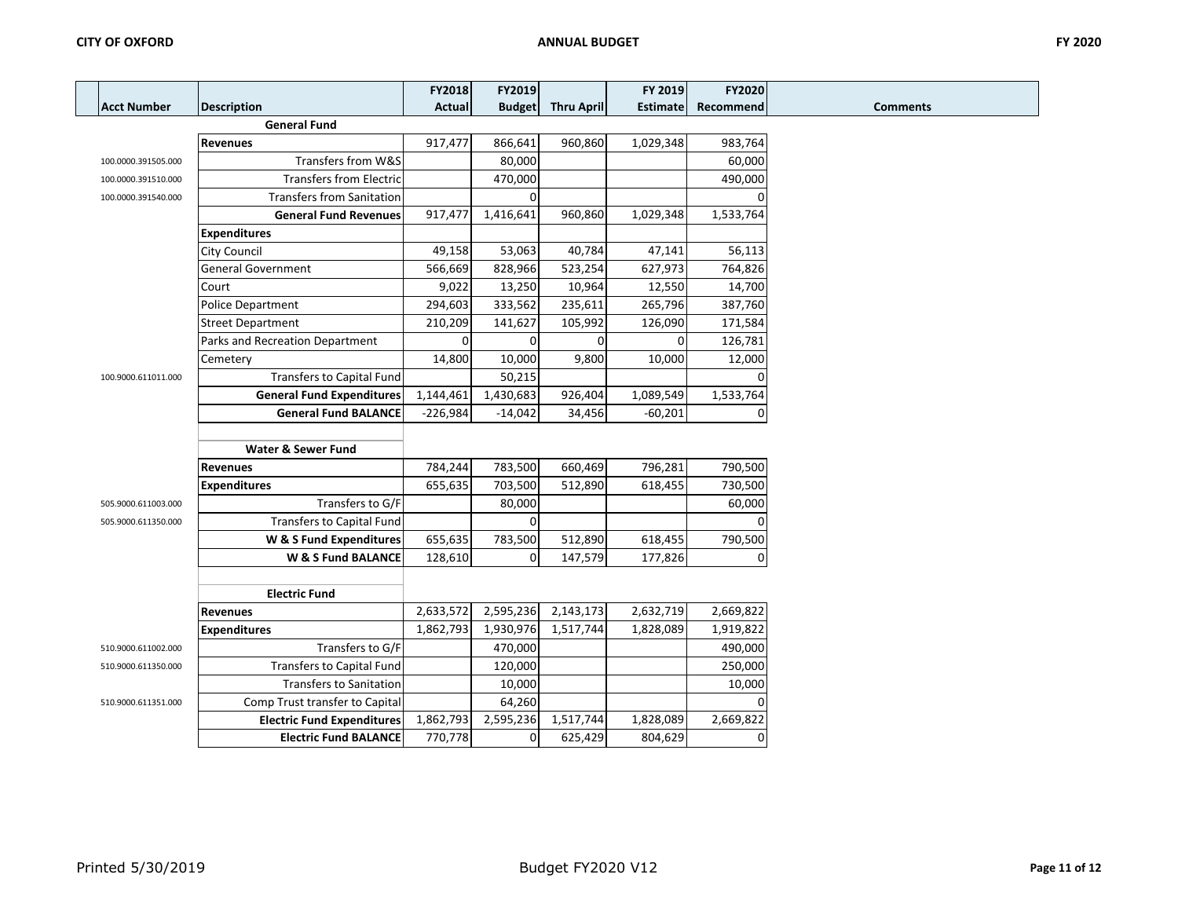| Acct Number | Description | FY2018 Actual | FY2019 Budget | Thru April | FY 2019 Estimate | FY2020 Recommend | Comments |
|---|---|---|---|---|---|---|---|
| | **General Fund** | | | | | | |
| | **Revenues** | 917,477 | 866,641 | 960,860 | 1,029,348 | 983,764 | |
| 100.0000.391505.000 | Transfers from W&S | | 80,000 | | | 60,000 | |
| 100.0000.391510.000 | Transfers from Electric | | 470,000 | | | 490,000 | |
| 100.0000.391540.000 | Transfers from Sanitation | | 0 | | | 0 | |
| | **General Fund Revenues** | 917,477 | 1,416,641 | 960,860 | 1,029,348 | 1,533,764 | |
| | **Expenditures** | | | | | | |
| | City Council | 49,158 | 53,063 | 40,784 | 47,141 | 56,113 | |
| | General Government | 566,669 | 828,966 | 523,254 | 627,973 | 764,826 | |
| | Court | 9,022 | 13,250 | 10,964 | 12,550 | 14,700 | |
| | Police Department | 294,603 | 333,562 | 235,611 | 265,796 | 387,760 | |
| | Street Department | 210,209 | 141,627 | 105,992 | 126,090 | 171,584 | |
| | Parks and Recreation Department | 0 | 0 | 0 | 0 | 126,781 | |
| | Cemetery | 14,800 | 10,000 | 9,800 | 10,000 | 12,000 | |
| 100.9000.611011.000 | Transfers to Capital Fund | | 50,215 | | | 0 | |
| | **General Fund Expenditures** | 1,144,461 | 1,430,683 | 926,404 | 1,089,549 | 1,533,764 | |
| | **General Fund BALANCE** | -226,984 | -14,042 | 34,456 | -60,201 | 0 | |
| | | | | | | | |
| | **Water & Sewer Fund** | | | | | | |
| | **Revenues** | 784,244 | 783,500 | 660,469 | 796,281 | 790,500 | |
| | **Expenditures** | 655,635 | 703,500 | 512,890 | 618,455 | 730,500 | |
| 505.9000.611003.000 | Transfers to G/F | | 80,000 | | | 60,000 | |
| 505.9000.611350.000 | Transfers to Capital Fund | | 0 | | | 0 | |
| | **W & S Fund Expenditures** | 655,635 | 783,500 | 512,890 | 618,455 | 790,500 | |
| | **W & S Fund BALANCE** | 128,610 | 0 | 147,579 | 177,826 | 0 | |
| | | | | | | | |
| | **Electric Fund** | | | | | | |
| | **Revenues** | 2,633,572 | 2,595,236 | 2,143,173 | 2,632,719 | 2,669,822 | |
| | **Expenditures** | 1,862,793 | 1,930,976 | 1,517,744 | 1,828,089 | 1,919,822 | |
| 510.9000.611002.000 | Transfers to G/F | | 470,000 | | | 490,000 | |
| 510.9000.611350.000 | Transfers to Capital Fund | | 120,000 | | | 250,000 | |
| | Transfers to Sanitation | | 10,000 | | | 10,000 | |
| 510.9000.611351.000 | Comp Trust transfer to Capital | | 64,260 | | | 0 | |
| | **Electric Fund Expenditures** | 1,862,793 | 2,595,236 | 1,517,744 | 1,828,089 | 2,669,822 | |
| | **Electric Fund BALANCE** | 770,778 | 0 | 625,429 | 804,629 | 0 | |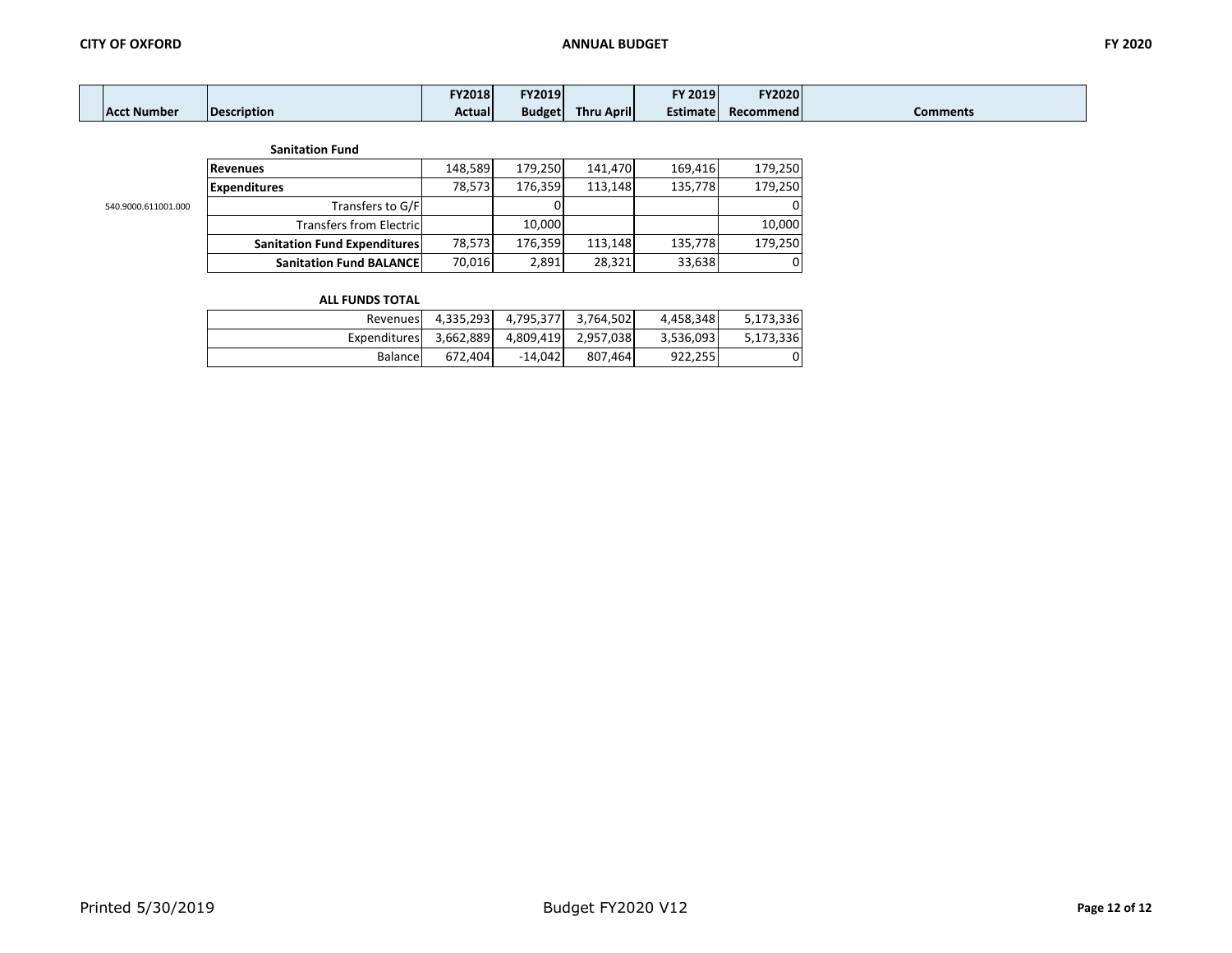| Acct Number | Description | FY2018 Actual | FY2019 Budget | Thru April | FY 2019 Estimate | FY2020 Recommend | Comments |
|---|---|---|---|---|---|---|---|
| | **Sanitation Fund** | | | | | | |
| | **Revenues** | 148,589 | 179,250 | 141,470 | 169,416 | 179,250 | |
| | **Expenditures** | 78,573 | 176,359 | 113,148 | 135,778 | 179,250 | |
| 540.9000.611001.000 | Transfers to G/F | | 0 | | | 0 | |
| | Transfers from Electric | | 10,000 | | | 10,000 | |
| | **Sanitation Fund Expenditures** | 78,573 | 176,359 | 113,148 | 135,778 | 179,250 | |
| | **Sanitation Fund BALANCE** | 70,016 | 2,891 | 28,321 | 33,638 | 0 | |
| | **ALL FUNDS TOTAL** | | | | | | |
| | Revenues | 4,335,293 | 4,795,377 | 3,764,502 | 4,458,348 | 5,173,336 | |
| | Expenditures | 3,662,889 | 4,809,419 | 2,957,038 | 3,536,093 | 5,173,336 | |
| | Balance | 672,404 | -14,042 | 807,464 | 922,255 | 0 | |